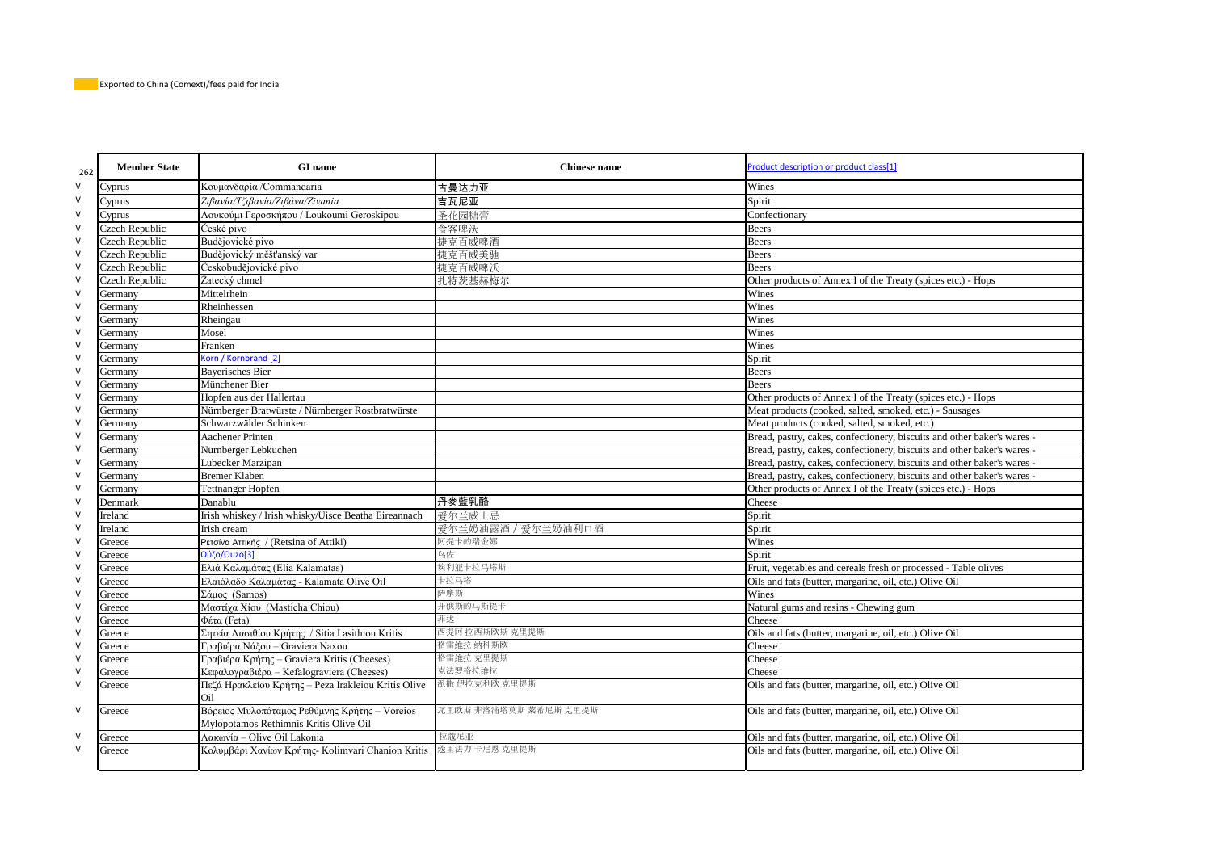Exported to China (Comext)/fees paid for India

| 262 | Member State | GI name | Chinese name | Product description or product class[1] |
|---|---|---|---|---|
| V | Cyprus | Κουμανδαρία /Commandaria | 古曼达力亚 | Wines |
| V | Cyprus | Ζιβανία/Τζιβανία/Ζιβάνα/Zivania | 吉瓦尼亚 | Spirit |
| V | Cyprus | Λουκούμι Γεροσκήπου / Loukoumi Geroskipou | 圣花园糖膏 | Confectionary |
| V | Czech Republic | České pivo | 食客啤沃 | Beers |
| V | Czech Republic | Budějovické pivo | 捷克百威啤酒 | Beers |
| V | Czech Republic | Budějovický měšťanský var | 捷克百威美驰 | Beers |
| V | Czech Republic | Českobudějovické pivo | 捷克百威啤沃 | Beers |
| V | Czech Republic | Žatecký chmel | 扎特茨基赫梅尔 | Other products of Annex I of the Treaty (spices etc.) - Hops |
| V | Germany | Mittelrhein | | Wines |
| V | Germany | Rheinhessen | | Wines |
| V | Germany | Rheingau | | Wines |
| V | Germany | Mosel | | Wines |
| V | Germany | Franken | | Wines |
| V | Germany | Korn / Kornbrand [2] | | Spirit |
| V | Germany | Bayerisches Bier | | Beers |
| V | Germany | Münchener Bier | | Beers |
| V | Germany | Hopfen aus der Hallertau | | Other products of Annex I of the Treaty (spices etc.) - Hops |
| V | Germany | Nürnberger Bratwürste / Nürnberger Rostbratwürste | | Meat products (cooked, salted, smoked, etc.) - Sausages |
| V | Germany | Schwarzwälder Schinken | | Meat products (cooked, salted, smoked, etc.) |
| V | Germany | Aachener Printen | | Bread, pastry, cakes, confectionery, biscuits and other baker's wares - |
| V | Germany | Nürnberger Lebkuchen | | Bread, pastry, cakes, confectionery, biscuits and other baker's wares - |
| V | Germany | Lübecker Marzipan | | Bread, pastry, cakes, confectionery, biscuits and other baker's wares - |
| V | Germany | Bremer Klaben | | Bread, pastry, cakes, confectionery, biscuits and other baker's wares - |
| V | Germany | Tettnanger Hopfen | | Other products of Annex I of the Treaty (spices etc.) - Hops |
| V | Denmark | Danablu | 丹麦藍乳酪 | Cheese |
| V | Ireland | Irish whiskey / Irish whisky/Uisce Beatha Eireannach | 爱尔兰威士忌 | Spirit |
| V | Ireland | Irish cream | 爱尔兰奶油露酒 / 爱尔兰奶油利口酒 | Spirit |
| V | Greece | Ρετσίνα Αττικής / (Retsina of Attiki) | 阿提卡的瑞垒娜 | Wines |
| V | Greece | Ούζο/Ouzo[3] | 乌佐 | Spirit |
| V | Greece | Ελιά Καλαμάτας (Elia Kalamatas) | 埃利亚卡拉马塔斯 | Fruit, vegetables and cereals fresh or processed - Table olives |
| V | Greece | Ελαιόλαδο Καλαμάτας - Kalamata Olive Oil | 卡拉马塔 | Oils and fats (butter, margarine, oil, etc.) Olive Oil |
| V | Greece | Σάμος (Samos) | 萨摩斯 | Wines |
| V | Greece | Μαστίχα Χίου (Masticha Chiou) | 开俄斯的马斯提卡 | Natural gums and resins - Chewing gum |
| V | Greece | Φέτα (Feta) | 菲达 | Cheese |
| V | Greece | Σητεία Λασιθίου Κρήτης / Sitia Lasithiou Kritis | 西提阿 拉西斯欧斯 克里提斯 | Oils and fats (butter, margarine, oil, etc.) Olive Oil |
| V | Greece | Γραβιέρα Νάξου – Graviera Naxou | 格雷维拉 纳科斯欧 | Cheese |
| V | Greece | Γραβιέρα Κρήτης – Graviera Kritis (Cheeses) | 格雷维拉 克里提斯 | Cheese |
| V | Greece | Κεφαλογραβιέρα – Kefalograviera (Cheeses) | 克法罗格拉维拉 | Cheese |
| V | Greece | Πεζά Ηρακλείου Κρήτης – Peza Irakleiou Kritis Olive Oil | 派撒 伊拉克利欧 克里提斯 | Oils and fats (butter, margarine, oil, etc.) Olive Oil |
| V | Greece | Βόρειος Μυλοπόταμος Ρεθύμνης Κρήτης – Voreios Mylopotamos Rethimnis Kritis Olive Oil | 瓦里欧斯 米洛蒲塔莫斯 莱希尼斯 克里提斯 | Oils and fats (butter, margarine, oil, etc.) Olive Oil |
| V | Greece | Λακωνία – Olive Oil Lakonia | 拉蔻尼亚 | Oils and fats (butter, margarine, oil, etc.) Olive Oil |
| V | Greece | Κολυμβάρι Χανίων Κρήτης- Kolimvari Chanion Kritis | 蔻里法力 卡尼恩 克里提斯 | Oils and fats (butter, margarine, oil, etc.) Olive Oil |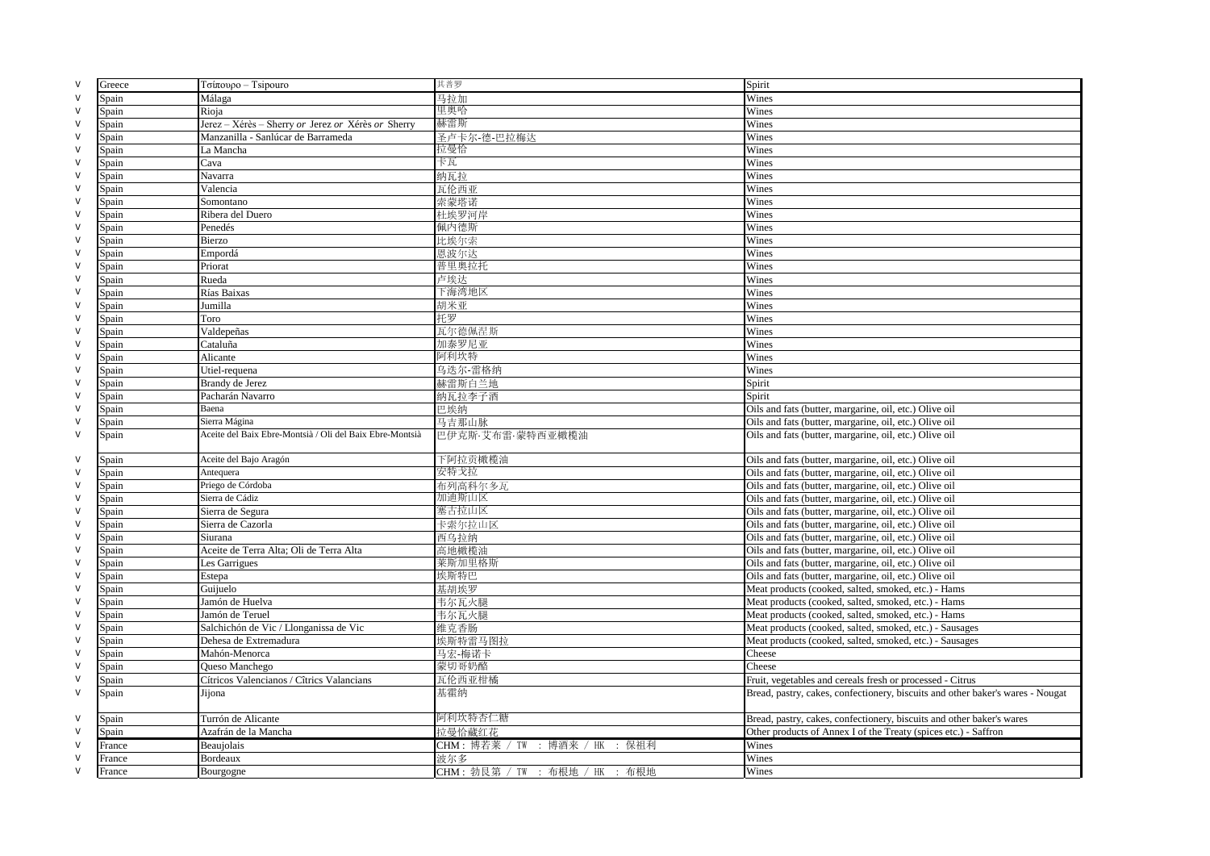| | | | | |
|---|---|---|---|---|
| V | Greece | Τσίπουρο – Tsipouro | 其普罗 | Spirit |
| V | Spain | Málaga | 马拉加 | Wines |
| V | Spain | Rioja | 里奥哈 | Wines |
| V | Spain | Jerez – Xérès – Sherry *or* Jerez *or* Xérès *or* Sherry | 赫雷斯 | Wines |
| V | Spain | Manzanilla - Sanlúcar de Barrameda | 圣卢卡尔-德-巴拉梅达 | Wines |
| V | Spain | La Mancha | 拉曼恰 | Wines |
| V | Spain | Cava | 卡瓦 | Wines |
| V | Spain | Navarra | 纳瓦拉 | Wines |
| V | Spain | Valencia | 瓦伦西亚 | Wines |
| V | Spain | Somontano | 索蒙塔诺 | Wines |
| V | Spain | Ribera del Duero | 杜埃罗河岸 | Wines |
| V | Spain | Penedés | 佩内德斯 | Wines |
| V | Spain | Bierzo | 比埃尔索 | Wines |
| V | Spain | Empordá | 恩波尔达 | Wines |
| V | Spain | Priorat | 普里奥拉托 | Wines |
| V | Spain | Rueda | 卢埃达 | Wines |
| V | Spain | Rías Baixas | 下海湾地区 | Wines |
| V | Spain | Jumilla | 胡米亚 | Wines |
| V | Spain | Toro | 托罗 | Wines |
| V | Spain | Valdepeñas | 瓦尔德佩涅斯 | Wines |
| V | Spain | Cataluña | 加泰罗尼亚 | Wines |
| V | Spain | Alicante | 阿利坎特 | Wines |
| V | Spain | Utiel-requena | 乌迭尔-雷格纳 | Wines |
| V | Spain | Brandy de Jerez | 赫雷斯白兰地 | Spirit |
| V | Spain | Pacharán Navarro | 纳瓦拉李子酒 | Spirit |
| V | Spain | Baena | 巴埃纳 | Oils and fats (butter, margarine, oil, etc.) Olive oil |
| V | Spain | Sierra Mágina | 马吉那山脉 | Oils and fats (butter, margarine, oil, etc.) Olive oil |
| V | Spain | Aceite del Baix Ebre-Montsià / Oli del Baix Ebre-Montsià | 巴伊克斯·艾布雷-蒙特西亚橄榄油 | Oils and fats (butter, margarine, oil, etc.) Olive oil |
| V | Spain | Aceite del Bajo Aragón | 下阿拉贡橄榄油 | Oils and fats (butter, margarine, oil, etc.) Olive oil |
| V | Spain | Antequera | 安特戈拉 | Oils and fats (butter, margarine, oil, etc.) Olive oil |
| V | Spain | Priego de Córdoba | 布列高科尔多瓦 | Oils and fats (butter, margarine, oil, etc.) Olive oil |
| V | Spain | Sierra de Cádiz | 加迪斯山区 | Oils and fats (butter, margarine, oil, etc.) Olive oil |
| V | Spain | Sierra de Segura | 塞古拉山区 | Oils and fats (butter, margarine, oil, etc.) Olive oil |
| V | Spain | Sierra de Cazorla | 卡索尔拉山区 | Oils and fats (butter, margarine, oil, etc.) Olive oil |
| V | Spain | Siurana | 西乌拉纳 | Oils and fats (butter, margarine, oil, etc.) Olive oil |
| V | Spain | Aceite de Terra Alta; Oli de Terra Alta | 高地橄榄油 | Oils and fats (butter, margarine, oil, etc.) Olive oil |
| V | Spain | Les Garrigues | 莱斯加里格斯 | Oils and fats (butter, margarine, oil, etc.) Olive oil |
| V | Spain | Estepa | 埃斯特巴 | Oils and fats (butter, margarine, oil, etc.) Olive oil |
| V | Spain | Guijuelo | 基胡埃罗 | Meat products (cooked, salted, smoked, etc.) - Hams |
| V | Spain | Jamón de Huelva | 韦尔瓦火腿 | Meat products (cooked, salted, smoked, etc.) - Hams |
| V | Spain | Jamón de Teruel | 韦尔瓦火腿 | Meat products (cooked, salted, smoked, etc.) - Hams |
| V | Spain | Salchichón de Vic / Llonganissa de Vic | 维克香肠 | Meat products (cooked, salted, smoked, etc.) - Sausages |
| V | Spain | Dehesa de Extremadura | 埃斯特雷马图拉 | Meat products (cooked, salted, smoked, etc.) - Sausages |
| V | Spain | Mahón-Menorca | 马宏-梅诺卡 | Cheese |
| V | Spain | Queso Manchego | 蒙切哥奶酪 | Cheese |
| V | Spain | Cítricos Valencianos / Cîtrics Valancians | 瓦伦西亚柑橘 | Fruit, vegetables and cereals fresh or processed - Citrus |
| V | Spain | Jijona | 基霍纳 | Bread, pastry, cakes, confectionery, biscuits and other baker's wares - Nougat |
| V | Spain | Turrón de Alicante | 阿利坎特杏仁糖 | Bread, pastry, cakes, confectionery, biscuits and other baker's wares |
| V | Spain | Azafrán de la Mancha | 拉曼恰藏红花 | Other products of Annex I of the Treaty (spices etc.) - Saffron |
| V | France | Beaujolais | CHM：博若莱 / TW ：博酒来 / HK ：保祖利 | Wines |
| V | France | Bordeaux | 波尔多 | Wines |
| V | France | Bourgogne | CHM：勃艮第 / TW ：布根地 / HK ：布根地 | Wines |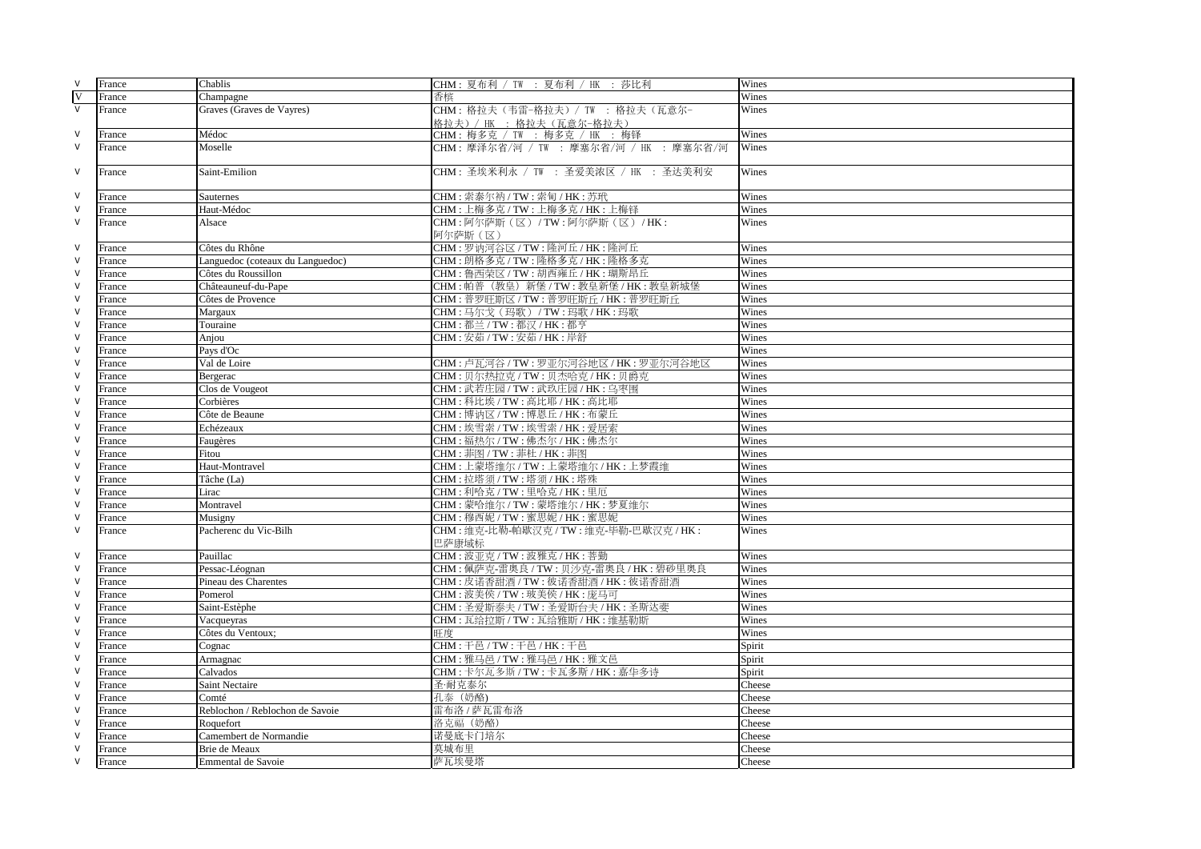| V | France | Chablis | CHM : 夏布利 / TW : 夏布利 / HK : 莎比利 | Wines |
|---|---|---|---|---|
| V | France | Champagne | 香槟 | Wines |
| V | France | Graves (Graves de Vayres) | CHM : 格拉夫（韦雷-格拉夫）/ TW : 格拉夫（瓦意尔-格拉夫）/ HK : 格拉夫（瓦意尔-格拉夫） | Wines |
| V | France | Médoc | CHM : 梅多克 / TW : 梅多克 / HK : 梅铎 | Wines |
| V | France | Moselle | CHM : 摩泽尔省/河 / TW : 摩塞尔省/河 / HK : 摩塞尔省/河 | Wines |
| V | France | Saint-Emilion | CHM : 圣埃米利永 / TW : 圣爱美浓区 / HK : 圣达美利安 | Wines |
| V | France | Sauternes | CHM : 索泰尔讷 / TW : 索甸 / HK : 苏玳 | Wines |
| V | France | Haut-Médoc | CHM : 上梅多克 / TW : 上梅多克 / HK : 上梅铎 | Wines |
| V | France | Alsace | CHM : 阿尔萨斯（区）/ TW : 阿尔萨斯（区）/ HK : 阿尔萨斯（区） | Wines |
| V | France | Côtes du Rhône | CHM : 罗讷河谷区 / TW : 隆河丘 / HK : 隆河丘 | Wines |
| V | France | Languedoc (coteaux du Languedoc) | CHM : 朗格多克 / TW : 隆格多克 / HK : 隆格多克 | Wines |
| V | France | Côtes du Roussillon | CHM : 鲁西荣区 / TW : 胡西雍丘 / HK : 瑚斯昂丘 | Wines |
| V | France | Châteauneuf-du-Pape | CHM : 帕普（教皇）新堡 / TW : 教皇新堡 / HK : 教皇新城堡 | Wines |
| V | France | Côtes de Provence | CHM : 普罗旺斯区 / TW : 普罗旺斯丘 / HK : 普罗旺斯丘 | Wines |
| V | France | Margaux | CHM : 马尔戈（玛歌）/ TW : 玛歌 / HK : 玛歌 | Wines |
| V | France | Touraine | CHM : 都兰 / TW : 都汉 / HK : 都亨 | Wines |
| V | France | Anjou | CHM : 安茹 / TW : 安茹 / HK : 岸舒 | Wines |
| V | France | Pays d'Oc | | Wines |
| V | France | Val de Loire | CHM : 卢瓦河谷 / TW : 罗亚尔河谷地区 / HK : 罗亚尔河谷地区 | Wines |
| V | France | Bergerac | CHM : 贝尔热拉克 / TW : 贝杰哈克 / HK : 贝爵克 | Wines |
| V | France | Clos de Vougeot | CHM : 武若庄园 / TW : 武玖庄园 / HK : 乌枣围 | Wines |
| V | France | Corbières | CHM : 科比埃 / TW : 高比耶 / HK : 高比耶 | Wines |
| V | France | Côte de Beaune | CHM : 博讷区 / TW : 博恩丘 / HK : 布蒙丘 | Wines |
| V | France | Echézeaux | CHM : 埃雪索 / TW : 埃雪索 / HK : 爱居索 | Wines |
| V | France | Faugères | CHM : 福热尔 / TW : 佛杰尔 / HK : 佛杰尔 | Wines |
| V | France | Fitou | CHM : 菲图 / TW : 菲杜 / HK : 菲图 | Wines |
| V | France | Haut-Montravel | CHM : 上蒙塔维尔 / TW : 上蒙塔维尔 / HK : 上梦霞维 | Wines |
| V | France | Tâche (La) | CHM : 拉塔须 / TW : 塔须 / HK : 塔殊 | Wines |
| V | France | Lirac | CHM : 利哈克 / TW : 里哈克 / HK : 里厄 | Wines |
| V | France | Montravel | CHM : 蒙哈维尔 / TW : 蒙塔维尔 / HK : 梦夏维尔 | Wines |
| V | France | Musigny | CHM : 穆西妮 / TW : 蜜思妮 / HK : 蜜思妮 | Wines |
| V | France | Pacherenc du Vic-Bilh | CHM : 维克-比勒-帕歇汉克 / TW : 维克-毕勒-巴歇汉克 / HK : 巴萨康域标 | Wines |
| V | France | Pauillac | CHM : 波亚克 / TW : 波雅克 / HK : 菩勤 | Wines |
| V | France | Pessac-Léognan | CHM : 佩萨克-雷奥良 / TW : 贝沙克-雷奥良 / HK : 碧砂里奥良 | Wines |
| V | France | Pineau des Charentes | CHM : 皮诺香甜酒 / TW : 彼诺香甜酒 / HK : 彼诺香甜酒 | Wines |
| V | France | Pomerol | CHM : 波美侯 / TW : 玻美侯 / HK : 庞马可 | Wines |
| V | France | Saint-Estèphe | CHM : 圣爱斯泰夫 / TW : 圣爱斯台夫 / HK : 圣斯达斐 | Wines |
| V | France | Vacqueyras | CHM : 瓦给拉斯 / TW : 瓦给雅斯 / HK : 维基勒斯 | Wines |
| V | France | Côtes du Ventoux; | 旺度 | Wines |
| V | France | Cognac | CHM : 干邑 / TW : 干邑 / HK : 干邑 | Spirit |
| V | France | Armagnac | CHM : 雅马邑 / TW : 雅马邑 / HK : 雅文邑 | Spirit |
| V | France | Calvados | CHM : 卡尔瓦多斯 / TW : 卡瓦多斯 / HK : 嘉华多诗 | Spirit |
| V | France | Saint Nectaire | 圣-耐克泰尔 | Cheese |
| V | France | Comté | 孔泰（奶酪） | Cheese |
| V | France | Reblochon / Reblochon de Savoie | 雷布洛 / 萨瓦雷布洛 | Cheese |
| V | France | Roquefort | 洛克福（奶酪） | Cheese |
| V | France | Camembert de Normandie | 诺曼底卡门培尔 | Cheese |
| V | France | Brie de Meaux | 莫城布里 | Cheese |
| V | France | Emmental de Savoie | 萨瓦埃曼塔 | Cheese |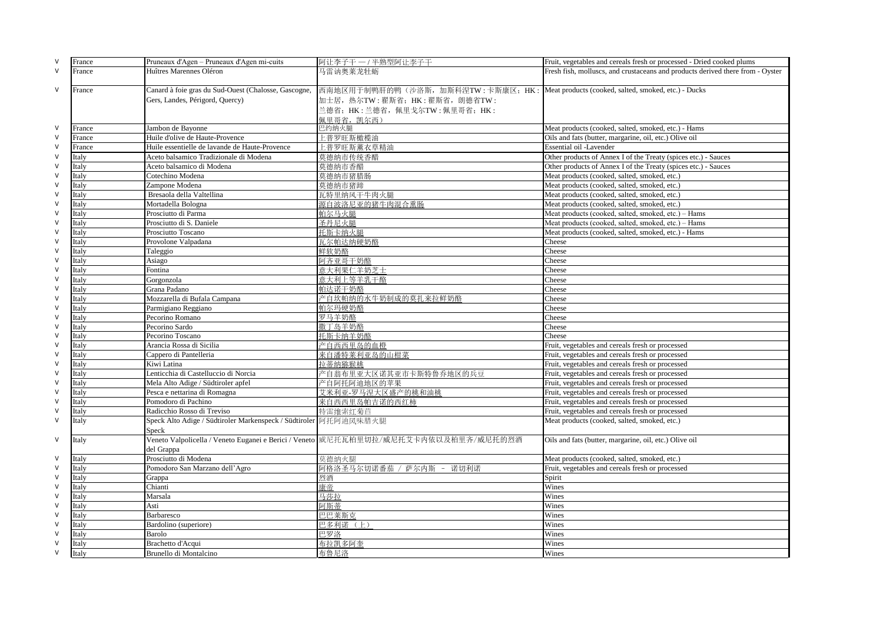| | | | | |
|---|---|---|---|---|
| V | France | Pruneaux d'Agen – Pruneaux d'Agen mi-cuits | 阿让李子干 — / 半熟型阿让李子干 | Fruit, vegetables and cereals fresh or processed - Dried cooked plums |
| V | France | Huîtres Marennes Oléron | 马雷讷奥莱龙牡蛎 | Fresh fish, molluscs, and crustaceans and products derived there from - Oyster |
| V | France | Canard à foie gras du Sud-Ouest (Chalosse, Gascogne, Gers, Landes, Périgord, Quercy) | 西南地区用于制鸭肝的鸭（沙洛斯，加斯科涅TW : 卡斯康区；HK : 加士居，热尔TW : 翟斯省；HK : 翟斯省，朗德省TW : 兰德省；HK : 兰德省，佩里戈尔TW : 佩里哥省；HK : 佩里哥省，凯尔西） | Meat products (cooked, salted, smoked, etc.) - Ducks |
| V | France | Jambon de Bayonne | 巴约纳火腿 | Meat products (cooked, salted, smoked, etc.) - Hams |
| V | France | Huile d'olive de Haute-Provence | 上普罗旺斯橄榄油 | Oils and fats (butter, margarine, oil, etc.) Olive oil |
| V | France | Huile essentielle de lavande de Haute-Provence | 上普罗旺斯薰衣草精油 | Essential oil -Lavender |
| V | Italy | Aceto balsamico Tradizionale di Modena | 莫德纳市传统香醋 | Other products of Annex I of the Treaty (spices etc.) - Sauces |
| V | Italy | Aceto balsamico di Modena | 莫德纳市香醋 | Other products of Annex I of the Treaty (spices etc.) - Sauces |
| V | Italy | Cotechino Modena | 莫德纳市猪腊肠 | Meat products (cooked, salted, smoked, etc.) |
| V | Italy | Zampone Modena | 莫德纳市猪蹄 | Meat products (cooked, salted, smoked, etc.) |
| V | Italy | Bresaola della Valtellina | 瓦特里纳风干牛肉火腿 | Meat products (cooked, salted, smoked, etc.) |
| V | Italy | Mortadella Bologna | 源自波洛尼亚的猪牛肉混合熏肠 | Meat products (cooked, salted, smoked, etc.) |
| V | Italy | Prosciutto di Parma | 帕尔马火腿 | Meat products (cooked, salted, smoked, etc.) – Hams |
| V | Italy | Prosciutto di S. Daniele | 圣丹尼火腿 | Meat products (cooked, salted, smoked, etc.) – Hams |
| V | Italy | Prosciutto Toscano | 托斯卡纳火腿 | Meat products (cooked, salted, smoked, etc.) - Hams |
| V | Italy | Provolone Valpadana | 瓦尔帕达纳硬奶酪 | Cheese |
| V | Italy | Taleggio | 鲜软奶酪 | Cheese |
| V | Italy | Asiago | 阿齐亚哥干奶酪 | Cheese |
| V | Italy | Fontina | 意大利果仁羊奶芝士 | Cheese |
| V | Italy | Gorgonzola | 意大利上等羊乳干酪 | Cheese |
| V | Italy | Grana Padano | 帕达诺干奶酪 | Cheese |
| V | Italy | Mozzarella di Bufala Campana | 产自坎帕纳的水牛奶制成的莫扎来拉鲜奶酪 | Cheese |
| V | Italy | Parmigiano Reggiano | 帕尔玛硬奶酪 | Cheese |
| V | Italy | Pecorino Romano | 罗马羊奶酪 | Cheese |
| V | Italy | Pecorino Sardo | 撒丁岛羊奶酪 | Cheese |
| V | Italy | Pecorino Toscano | 托斯卡纳羊奶酪 | Cheese |
| V | Italy | Arancia Rossa di Sicilia | 产自西西里岛的血橙 | Fruit, vegetables and cereals fresh or processed |
| V | Italy | Cappero di Pantelleria | 来自潘特莱利亚岛的山柑菜 | Fruit, vegetables and cereals fresh or processed |
| V | Italy | Kiwi Latina | 拉蒂纳猕猴桃 | Fruit, vegetables and cereals fresh or processed |
| V | Italy | Lenticchia di Castelluccio di Norcia | 产自翁布里亚大区诺其亚市卡斯特鲁乔地区的兵豆 | Fruit, vegetables and cereals fresh or processed |
| V | Italy | Mela Alto Adige / Südtiroler apfel | 产自阿托阿迪地区的苹果 | Fruit, vegetables and cereals fresh or processed |
| V | Italy | Pesca e nettarina di Romagna | 艾米利亚-罗马涅大区盛产的桃和油桃 | Fruit, vegetables and cereals fresh or processed |
| V | Italy | Pomodoro di Pachino | 来自西西里岛帕吉诺的西红柿 | Fruit, vegetables and cereals fresh or processed |
| V | Italy | Radicchio Rosso di Treviso | 特雷维索红菊苣 | Fruit, vegetables and cereals fresh or processed |
| V | Italy | Speck Alto Adige / Südtiroler Markenspeck / Südtiroler Speck | 阿托阿迪风味腊火腿 | Meat products (cooked, salted, smoked, etc.) |
| V | Italy | Veneto Valpolicella / Veneto Euganei e Berici / Veneto del Grappa | 威尼托瓦柏里切拉/威尼托艾卡内依以及柏里齐/威尼托的烈酒 | Oils and fats (butter, margarine, oil, etc.) Olive oil |
| V | Italy | Prosciutto di Modena | 莫德纳火腿 | Meat products (cooked, salted, smoked, etc.) |
| V | Italy | Pomodoro San Marzano dell'Agro | 阿格洛圣马尔切诺番茄 / 萨尔内斯 - 诺切利诺 | Fruit, vegetables and cereals fresh or processed |
| V | Italy | Grappa | 烈酒 | Spirit |
| V | Italy | Chianti | 康帝 | Wines |
| V | Italy | Marsala | 马莎拉 | Wines |
| V | Italy | Asti | 阿斯蒂 | Wines |
| V | Italy | Barbaresco | 巴巴莱斯克 | Wines |
| V | Italy | Bardolino (superiore) | 巴多利诺（上） | Wines |
| V | Italy | Barolo | 巴罗洛 | Wines |
| V | Italy | Brachetto d'Acqui | 布拉凯多阿奎 | Wines |
| V | Italy | Brunello di Montalcino | 布鲁尼洛 | Wines |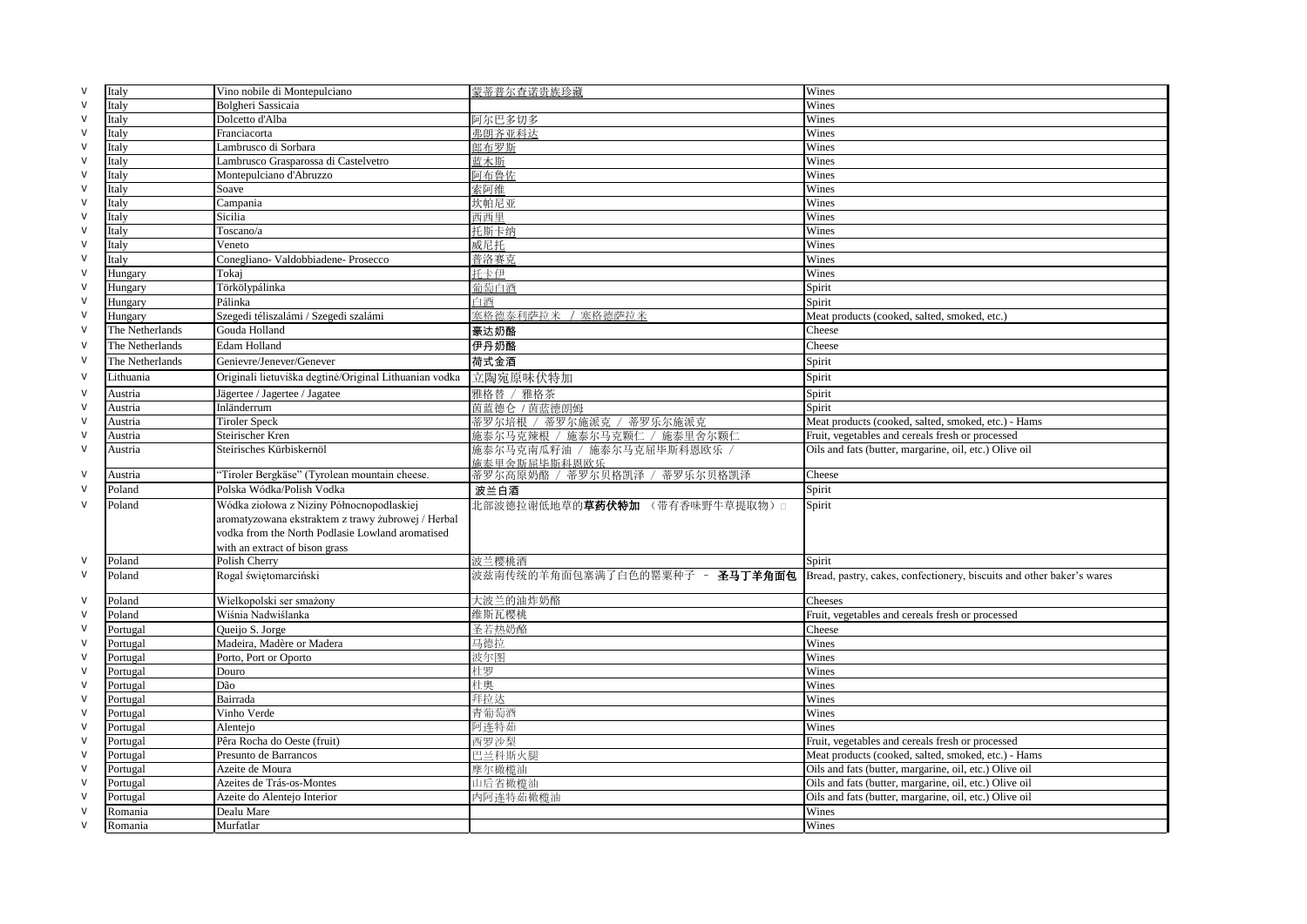| | | | | |
|---|---|---|---|---|
| V | Italy | Vino nobile di Montepulciano | 蒙蒂普尔查诺贵族珍藏 | Wines |
| V | Italy | Bolgheri Sassicaia | | Wines |
| V | Italy | Dolcetto d'Alba | 阿尔巴多切多 | Wines |
| V | Italy | Franciacorta | 弗朗齐亚科达 | Wines |
| V | Italy | Lambrusco di Sorbara | 郎布罗斯 | Wines |
| V | Italy | Lambrusco Grasparossa di Castelvetro | 蓝木斯 | Wines |
| V | Italy | Montepulciano d'Abruzzo | 阿布鲁佐 | Wines |
| V | Italy | Soave | 索阿维 | Wines |
| V | Italy | Campania | 坎帕尼亚 | Wines |
| V | Italy | Sicilia | 西西里 | Wines |
| V | Italy | Toscano/a | 托斯卡纳 | Wines |
| V | Italy | Veneto | 威尼托 | Wines |
| V | Italy | Conegliano- Valdobbiadene- Prosecco | 普洛赛克 | Wines |
| V | Hungary | Tokaj | 托卡伊 | Wines |
| V | Hungary | Törkölypálinka | 葡萄白酒 | Spirit |
| V | Hungary | Pálinka | 白酒 | Spirit |
| V | Hungary | Szegedi téliszalámi / Szegedi szalámi | 塞格德泰利萨拉米 / 塞格德萨拉米 | Meat products (cooked, salted, smoked, etc.) |
| V | The Netherlands | Gouda Holland | 豪达奶酪 | Cheese |
| V | The Netherlands | Edam Holland | 伊丹奶酪 | Cheese |
| V | The Netherlands | Genievre/Jenever/Genever | 荷式金酒 | Spirit |
| V | Lithuania | Originali lietuviška degtinė/Original Lithuanian vodka | 立陶宛原味伏特加 | Spirit |
| V | Austria | Jägertee / Jagertee / Jagatee | 雅格替 / 雅格茶 | Spirit |
| V | Austria | Inländerrum | 茵蓝德仑 / 茵蓝德朗姆 | Spirit |
| V | Austria | Tiroler Speck | 蒂罗尔培根 / 蒂罗尔施派克 / 蒂罗乐尔施派克 | Meat products (cooked, salted, smoked, etc.) - Hams |
| V | Austria | Steirischer Kren | 施泰尔马克辣根 / 施泰尔马克颗仁 / 施泰里舍尔颗仁 | Fruit, vegetables and cereals fresh or processed |
| V | Austria | Steirisches Kürbiskernöl | 施泰尔马克南瓜籽油 / 施泰尔马克屈毕斯科恩欧乐 / 施泰里舍斯屈毕斯科恩欧乐 | Oils and fats (butter, margarine, oil, etc.) Olive oil |
| V | Austria | "Tiroler Bergkäse" (Tyrolean mountain cheese. | 蒂罗尔高原奶酪 / 蒂罗尔贝格凯泽 / 蒂罗乐尔贝格凯泽 | Cheese |
| V | Poland | Polska Wódka/Polish Vodka | 波兰白酒 | Spirit |
| V | Poland | Wódka ziołowa z Niziny Północnopodlaskiej aromatyzowana ekstraktem z trawy żubrowej / Herbal vodka from the North Podlasie Lowland aromatised with an extract of bison grass | 北部波德拉谢低地草的**草药伏特加** （带有香味野牛草提取物） | Spirit |
| V | Poland | Polish Cherry | 波兰樱桃酒 | Spirit |
| V | Poland | Rogal świętomarciński | 波兹南传统的羊角面包塞满了白色的罂粟种子 － **圣马丁羊角面包** | Bread, pastry, cakes, confectionery, biscuits and other baker's wares |
| V | Poland | Wielkopolski ser smażony | 大波兰的油炸奶酪 | Cheeses |
| V | Poland | Wiśnia Nadwiślanka | 维斯瓦樱桃 | Fruit, vegetables and cereals fresh or processed |
| V | Portugal | Queijo S. Jorge | 圣若热奶酪 | Cheese |
| V | Portugal | Madeira, Madère or Madera | 马德拉 | Wines |
| V | Portugal | Porto, Port or Oporto | 波尔图 | Wines |
| V | Portugal | Douro | 杜罗 | Wines |
| V | Portugal | Dão | 杜奥 | Wines |
| V | Portugal | Bairrada | 拜拉达 | Wines |
| V | Portugal | Vinho Verde | 青葡萄酒 | Wines |
| V | Portugal | Alentejo | 阿连特茹 | Wines |
| V | Portugal | Pêra Rocha do Oeste (fruit) | 西罗沙梨 | Fruit, vegetables and cereals fresh or processed |
| V | Portugal | Presunto de Barrancos | 巴兰科斯火腿 | Meat products (cooked, salted, smoked, etc.) - Hams |
| V | Portugal | Azeite de Moura | 摩尔橄榄油 | Oils and fats (butter, margarine, oil, etc.) Olive oil |
| V | Portugal | Azeites de Trás-os-Montes | 山后省橄榄油 | Oils and fats (butter, margarine, oil, etc.) Olive oil |
| V | Portugal | Azeite do Alentejo Interior | 内阿连特茹橄榄油 | Oils and fats (butter, margarine, oil, etc.) Olive oil |
| V | Romania | Dealu Mare | | Wines |
| V | Romania | Murfatlar | | Wines |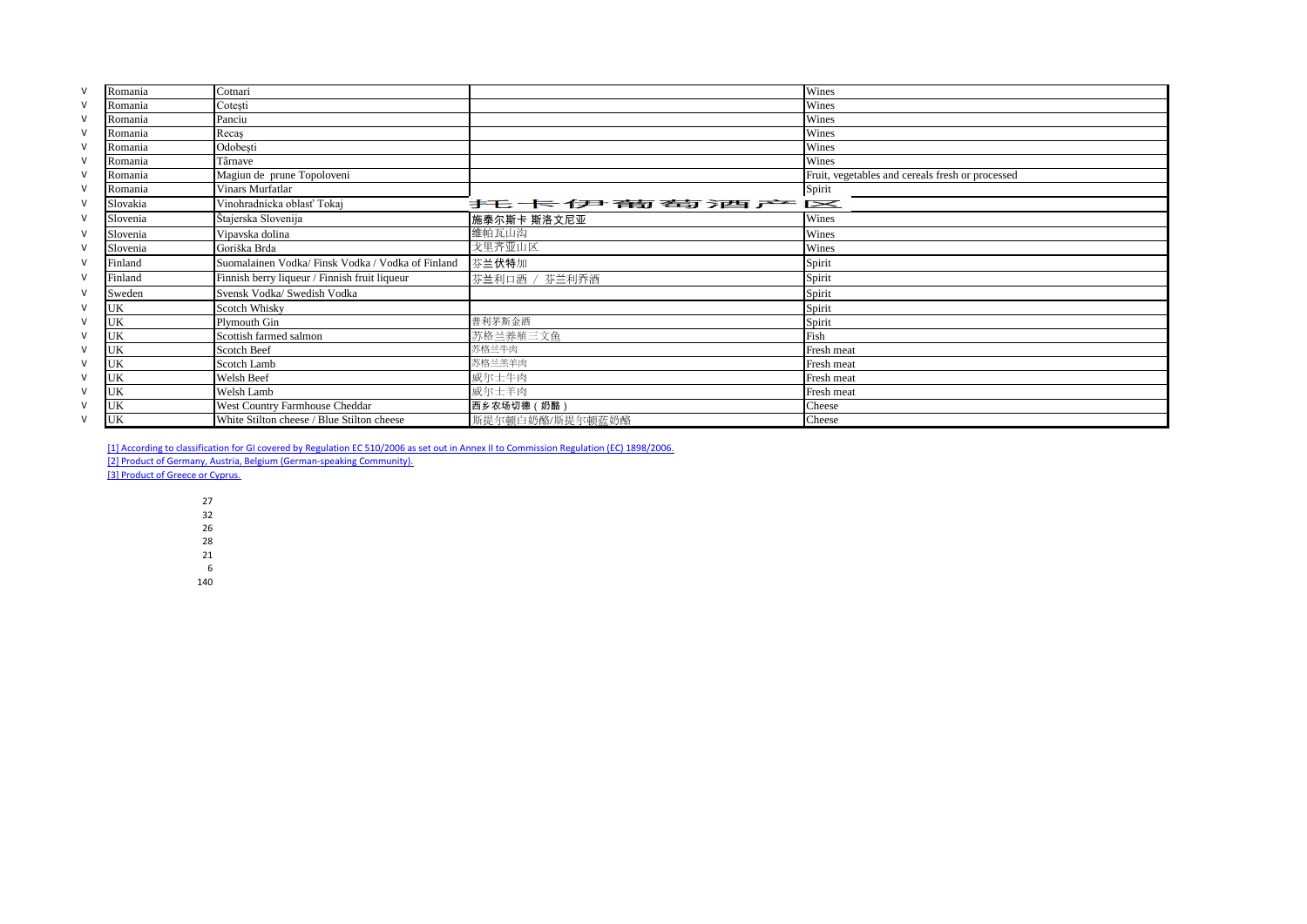| | | | | |
|---|---|---|---|---|
| V | Romania | Cotnari | | Wines |
| V | Romania | Cotești | | Wines |
| V | Romania | Panciu | | Wines |
| V | Romania | Recaș | | Wines |
| V | Romania | Odobești | | Wines |
| V | Romania | Târnave | | Wines |
| V | Romania | Magiun de prune Topoloveni | | Fruit, vegetables and cereals fresh or processed |
| V | Romania | Vinars Murfatlar | | Spirit |
| V | Slovakia | Vinohradnícka oblasť Tokaj | 托卡伊葡萄酒产区 | |
| V | Slovenia | Štajerska Slovenija | 施泰尔斯卡 斯洛文尼亚 | Wines |
| V | Slovenia | Vipavska dolina | 维帕瓦山沟 | Wines |
| V | Slovenia | Goriška Brda | 戈里齐亚山区 | Wines |
| V | Finland | Suomalainen Vodka/ Finsk Vodka / Vodka of Finland | 芬兰伏特加 | Spirit |
| V | Finland | Finnish berry liqueur / Finnish fruit liqueur | 芬兰利口酒 / 芬兰利乔酒 | Spirit |
| V | Sweden | Svensk Vodka/ Swedish Vodka | | Spirit |
| V | UK | Scotch Whisky | | Spirit |
| V | UK | Plymouth Gin | 普利茅斯金酒 | Spirit |
| V | UK | Scottish farmed salmon | 苏格兰养殖三文鱼 | Fish |
| V | UK | Scotch Beef | 苏格兰牛肉 | Fresh meat |
| V | UK | Scotch Lamb | 苏格兰羔羊肉 | Fresh meat |
| V | UK | Welsh Beef | 威尔士牛肉 | Fresh meat |
| V | UK | Welsh Lamb | 威尔士羊肉 | Fresh meat |
| V | UK | West Country Farmhouse Cheddar | 西乡农场切德（奶酪） | Cheese |
| V | UK | White Stilton cheese / Blue Stilton cheese | 斯提尔顿白奶酪/斯提尔顿蓝奶酪 | Cheese |

[1] According to classification for GI covered by Regulation EC 510/2006 as set out in Annex II to Commission Regulation (EC) 1898/2006.

[2] Product of Germany, Austria, Belgium (German-speaking Community).

[3] Product of Greece or Cyprus.

27
32
26
28
21
6
140